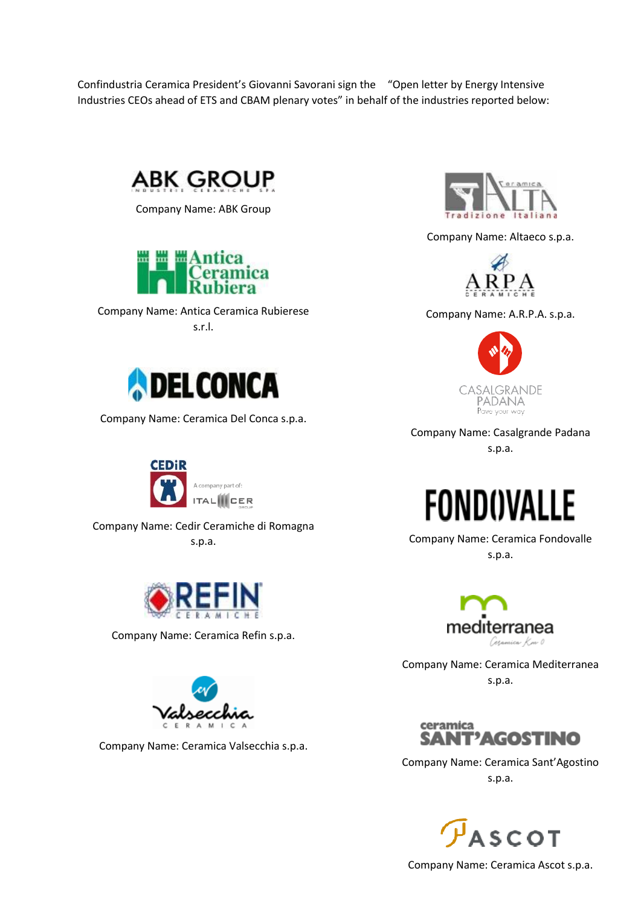Confindustria Ceramica President's Giovanni Savorani sign the "Open letter by Energy Intensive Industries CEOs ahead of ETS and CBAM plenary votes" in behalf of the industries reported below:

Company Name: ABK Group

Company Name: Altaeco s.p.a.

Company Name: Antica Ceramica Rubierese s.r.l.

Company Name: A.R.P.A. s.p.a.

Company Name: Ceramica Del Conca s.p.a.

Company Name: Casalgrande Padana s.p.a.

Company Name: Cedir Ceramiche di Romagna s.p.a.

Company Name: Ceramica Fondovalle s.p.a.

Company Name: Ceramica Refin s.p.a.

Company Name: Ceramica Mediterranea s.p.a.

Company Name: Ceramica Valsecchia s.p.a.

Company Name: Ceramica Sant'Agostino s.p.a.

Company Name: Ceramica Ascot s.p.a.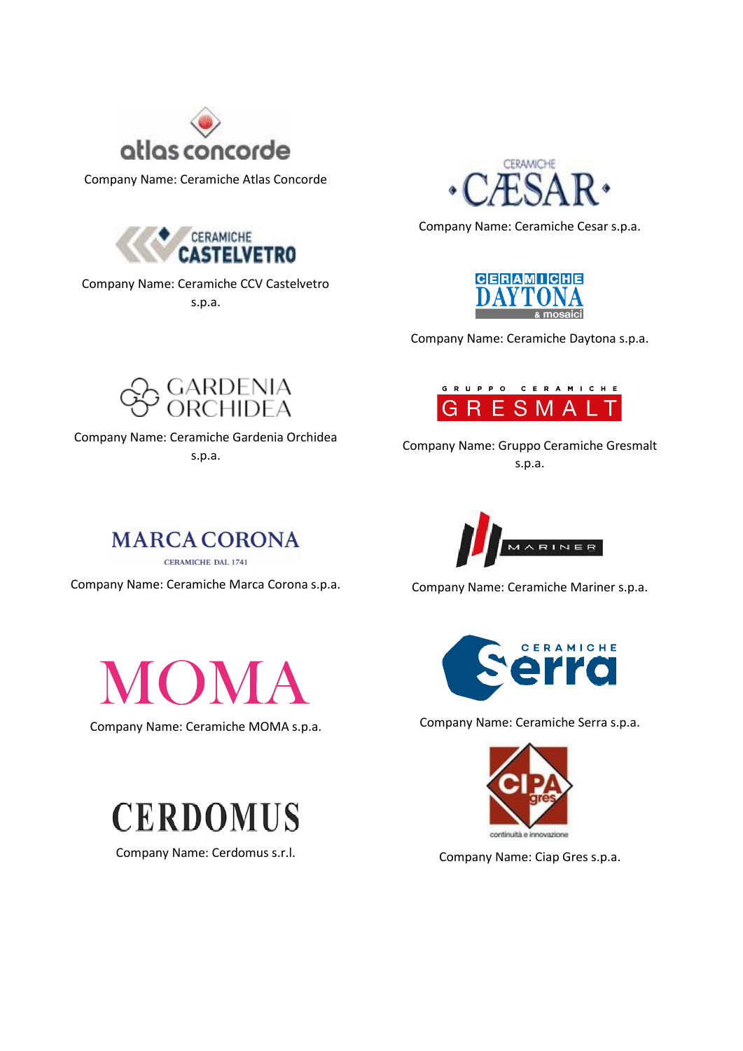Company Name: Ceramiche Atlas Concorde

Company Name: Ceramiche Cesar s.p.a.

Company Name: Ceramiche CCV Castelvetro s.p.a.

Company Name: Ceramiche Daytona s.p.a.

Company Name: Ceramiche Gardenia Orchidea s.p.a.

Company Name: Gruppo Ceramiche Gresmalt s.p.a.

Company Name: Ceramiche Marca Corona s.p.a.

Company Name: Ceramiche Mariner s.p.a.

Company Name: Ceramiche MOMA s.p.a.

Company Name: Ceramiche Serra s.p.a.

Company Name: Cerdomus s.r.l.

Company Name: Ciap Gres s.p.a.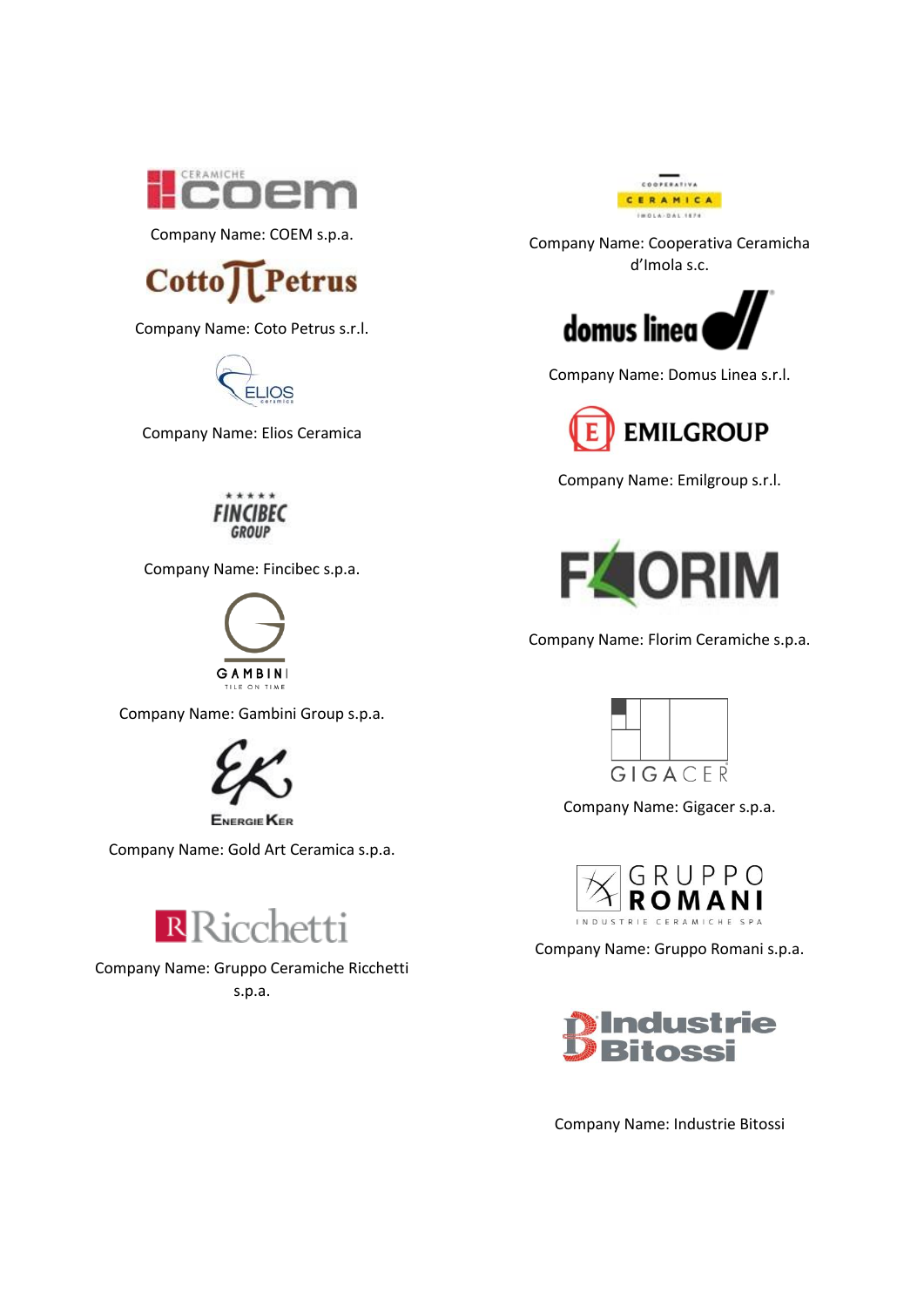Company Name: COEM s.p.a.

Company Name: Coto Petrus s.r.l.

Company Name: Elios Ceramica

Company Name: Fincibec s.p.a.

Company Name: Gambini Group s.p.a.

Company Name: Gold Art Ceramica s.p.a.

Company Name: Gruppo Ceramiche Ricchetti s.p.a.

Company Name: Cooperativa Ceramicha d'Imola s.c.

Company Name: Domus Linea s.r.l.

Company Name: Emilgroup s.r.l.

Company Name: Florim Ceramiche s.p.a.

Company Name: Gigacer s.p.a.

Company Name: Gruppo Romani s.p.a.

Company Name: Industrie Bitossi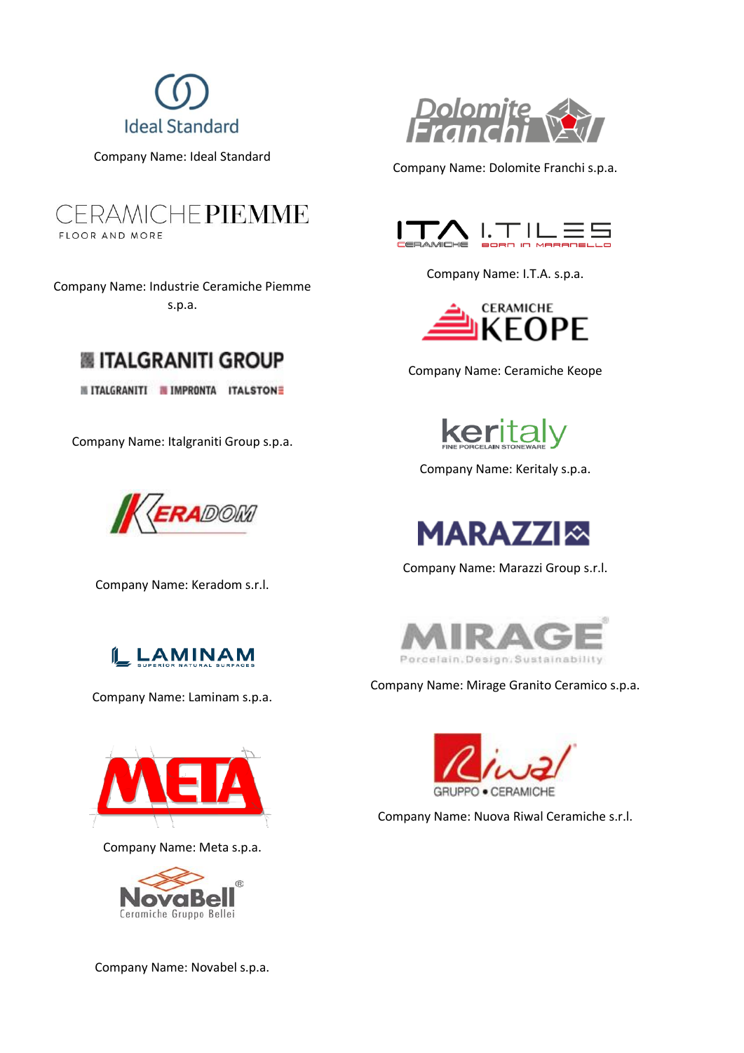Company Name: Ideal Standard

Company Name: Dolomite Franchi s.p.a.

Company Name: Industrie Ceramiche Piemme s.p.a.

Company Name: I.T.A. s.p.a.

Company Name: Ceramiche Keope

Company Name: Italgraniti Group s.p.a.

Company Name: Keritaly s.p.a.

Company Name: Keradom s.r.l.

Company Name: Marazzi Group s.r.l.

Company Name: Mirage Granito Ceramico s.p.a.

Company Name: Laminam s.p.a.

Company Name: Nuova Riwal Ceramiche s.r.l.

Company Name: Meta s.p.a.

Company Name: Novabel s.p.a.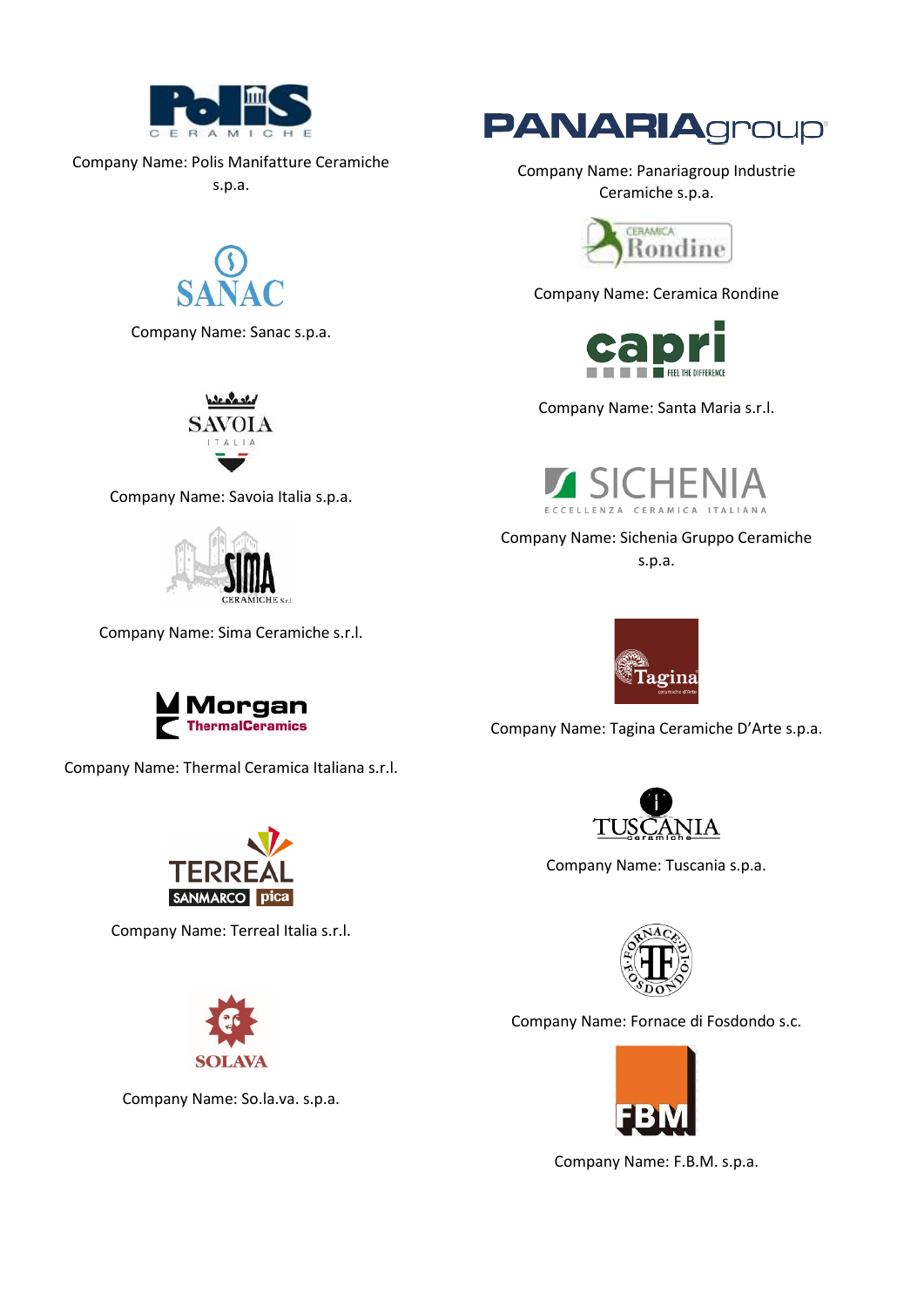Company Name: Polis Manifatture Ceramiche s.p.a.

Company Name: Sanac s.p.a.

Company Name: Savoia Italia s.p.a.

Company Name: Sima Ceramiche s.r.l.

Company Name: Thermal Ceramica Italiana s.r.l.

Company Name: Terreal Italia s.r.l.

Company Name: So.la.va. s.p.a.

Company Name: Panariagroup Industrie Ceramiche s.p.a.

Company Name: Ceramica Rondine

Company Name: Santa Maria s.r.l.

Company Name: Sichenia Gruppo Ceramiche s.p.a.

Company Name: Tagina Ceramiche D'Arte s.p.a.

Company Name: Tuscania s.p.a.

Company Name: Fornace di Fosdondo s.c.

Company Name: F.B.M. s.p.a.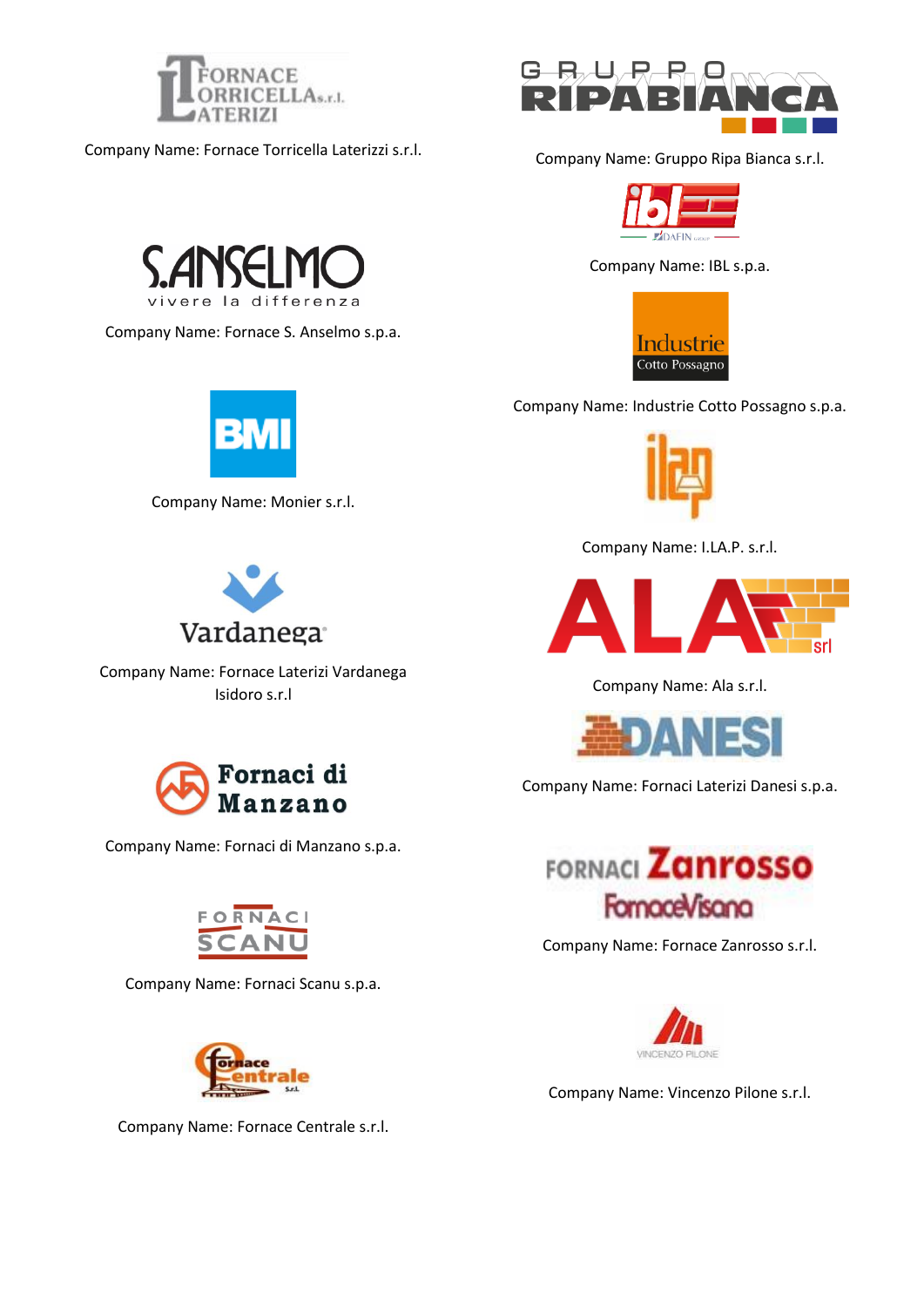Company Name: Fornace Torricella Laterizzi s.r.l.

Company Name: Fornace S. Anselmo s.p.a.

Company Name: Monier s.r.l.

Company Name: Fornace Laterizi Vardanega Isidoro s.r.l

Company Name: Fornaci di Manzano s.p.a.

Company Name: Fornaci Scanu s.p.a.

Company Name: Fornace Centrale s.r.l.

Company Name: Gruppo Ripa Bianca s.r.l.

Company Name: IBL s.p.a.

Company Name: Industrie Cotto Possagno s.p.a.

Company Name: I.LA.P. s.r.l.

Company Name: Ala s.r.l.

Company Name: Fornaci Laterizi Danesi s.p.a.

Company Name: Fornace Zanrosso s.r.l.

Company Name: Vincenzo Pilone s.r.l.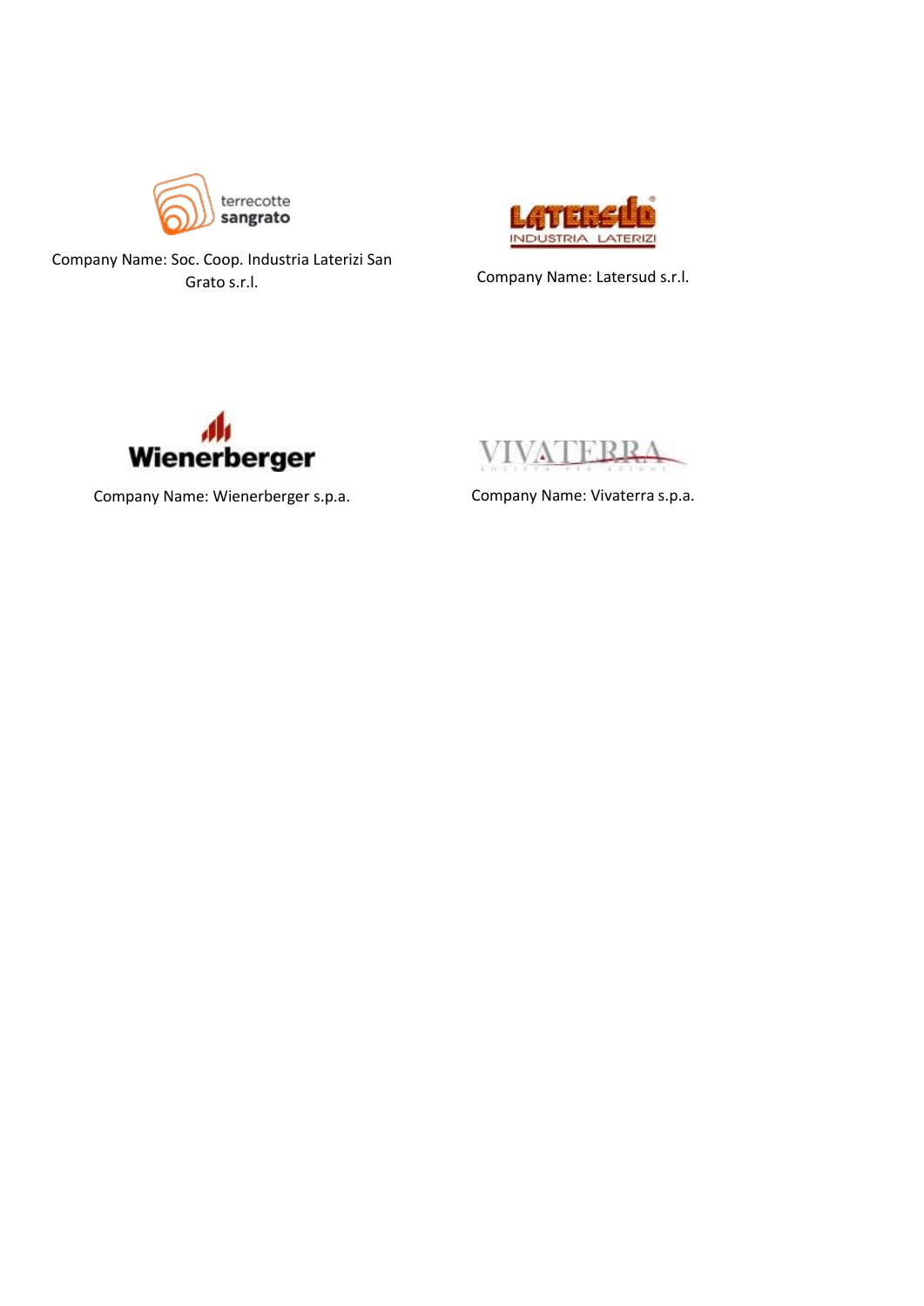terrecotte
sangrato

Company Name: Soc. Coop. Industria Laterizi San Grato s.r.l.

LATERSUD
INDUSTRIA LATERIZI

Company Name: Latersud s.r.l.

Wienerberger

Company Name: Wienerberger s.p.a.

VIVATERRA

Company Name: Vivaterra s.p.a.